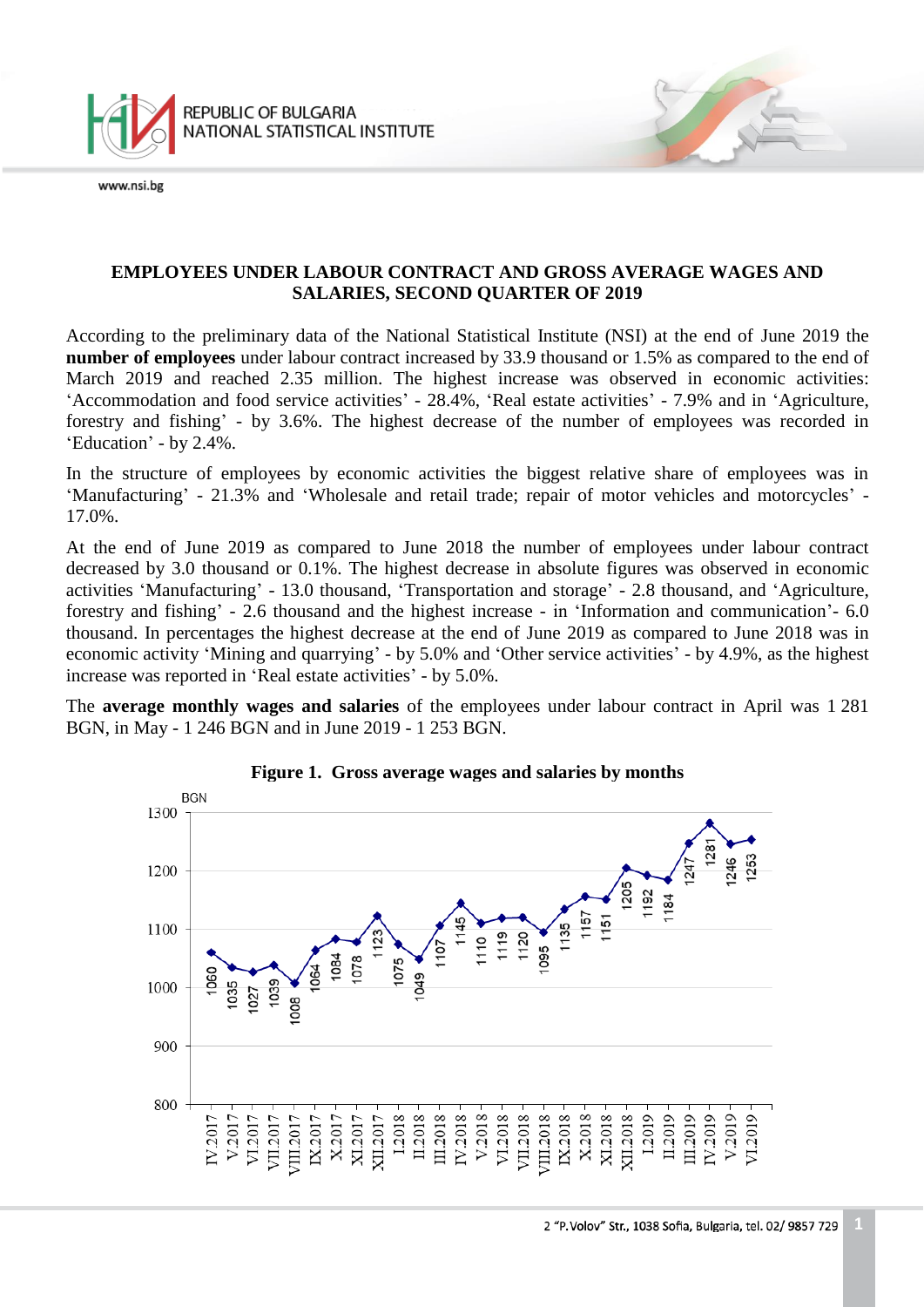# EMPLOYEES UNDER LABOUR CONTRACT AND GROSS AVERAGE WAGES AND SALARIES, SECOND QUARTER OF 2019

According to the preliminary data of the National Statistical Institute (NSI) at the end of June 2019 the **number of employees** under labour contract increased by 33.9 thousand or 1.5% as compared to the end of March 2019 and reached 2.35 million. The highest increase was observed in economic activities: 'Accommodation and food service activities' - 28.4%, 'Real estate activities' - 7.9% and in 'Agriculture, forestry and fishing' - by 3.6%. The highest decrease of the number of employees was recorded in 'Education' - by 2.4%.

In the structure of employees by economic activities the biggest relative share of employees was in 'Manufacturing' - 21.3% and 'Wholesale and retail trade; repair of motor vehicles and motorcycles' - 17.0%.

At the end of June 2019 as compared to June 2018 the number of employees under labour contract decreased by 3.0 thousand or 0.1%. The highest decrease in absolute figures was observed in economic activities 'Manufacturing' - 13.0 thousand, 'Transportation and storage' - 2.8 thousand, and 'Agriculture, forestry and fishing' - 2.6 thousand and the highest increase - in 'Information and communication'- 6.0 thousand. In percentages the highest decrease at the end of June 2019 as compared to June 2018 was in economic activity 'Mining and quarrying' - by 5.0% and 'Other service activities' - by 4.9%, as the highest increase was reported in 'Real estate activities' - by 5.0%.

The **average monthly wages and salaries** of the employees under labour contract in April was 1 281 BGN, in May - 1 246 BGN and in June 2019 - 1 253 BGN.

**Figure 1. Gross average wages and salaries by months**

| Month | BGN |
|---|---|
| IV.2017 | 1060 |
| V.2017 | 1035 |
| VI.2017 | 1027 |
| VII.2017 | 1039 |
| VIII.2017 | 1008 |
| IX.2017 | 1064 |
| X.2017 | 1084 |
| XI.2017 | 1078 |
| XII.2017 | 1123 |
| I.2018 | 1075 |
| II.2018 | 1049 |
| III.2018 | 1107 |
| IV.2018 | 1145 |
| V.2018 | 1110 |
| VI.2018 | 1119 |
| VII.2018 | 1120 |
| VIII.2018 | 1095 |
| IX.2018 | 1135 |
| X.2018 | 1157 |
| XI.2018 | 1151 |
| XII.2018 | 1205 |
| I.2019 | 1192 |
| II.2019 | 1184 |
| III.2019 | 1247 |
| IV.2019 | 1281 |
| V.2019 | 1246 |
| VI.2019 | 1253 |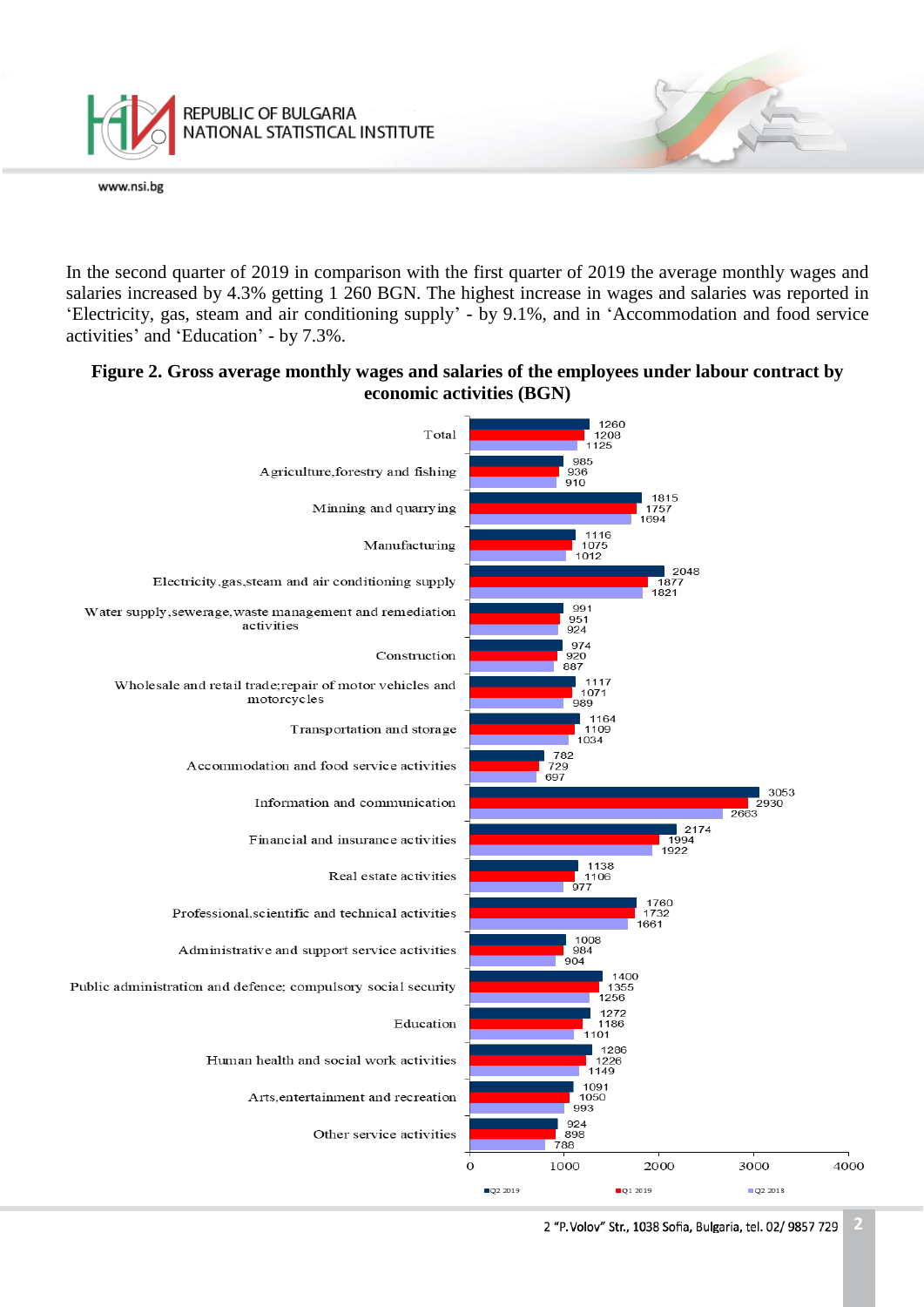In the second quarter of 2019 in comparison with the first quarter of 2019 the average monthly wages and salaries increased by 4.3% getting 1 260 BGN. The highest increase in wages and salaries was reported in ‘Electricity, gas, steam and air conditioning supply’ - by 9.1%, and in ‘Accommodation and food service activities’ and ‘Education’ - by 7.3%.

**Figure 2. Gross average monthly wages and salaries of the employees under labour contract by economic activities (BGN)**

| Economic activity | Q2 2019 | Q1 2019 | Q2 2018 |
|---|---|---|---|
| Total | 1260 | 1208 | 1125 |
| Agriculture,forestry and fishing | 985 | 936 | 910 |
| Minning and quarrying | 1815 | 1757 | 1694 |
| Manufacturing | 1116 | 1075 | 1012 |
| Electricity,gas,steam and air conditioning supply | 2048 | 1877 | 1821 |
| Water supply,sewerage,waste management and remediation activities | 991 | 951 | 924 |
| Construction | 974 | 920 | 887 |
| Wholesale and retail trade;repair of motor vehicles and motorcycles | 1117 | 1071 | 989 |
| Transportation and storage | 1164 | 1109 | 1034 |
| Accommodation and food service activities | 782 | 729 | 697 |
| Information and communication | 3053 | 2930 | 2663 |
| Financial and insurance activities | 2174 | 1994 | 1922 |
| Real estate activities | 1138 | 1106 | 977 |
| Professional,scientific and technical activities | 1760 | 1732 | 1661 |
| Administrative and support service activities | 1008 | 984 | 904 |
| Public administration and defence; compulsory social security | 1400 | 1355 | 1256 |
| Education | 1272 | 1186 | 1101 |
| Human health and social work activities | 1286 | 1226 | 1149 |
| Arts,entertainment and recreation | 1091 | 1050 | 993 |
| Other service activities | 924 | 898 | 788 |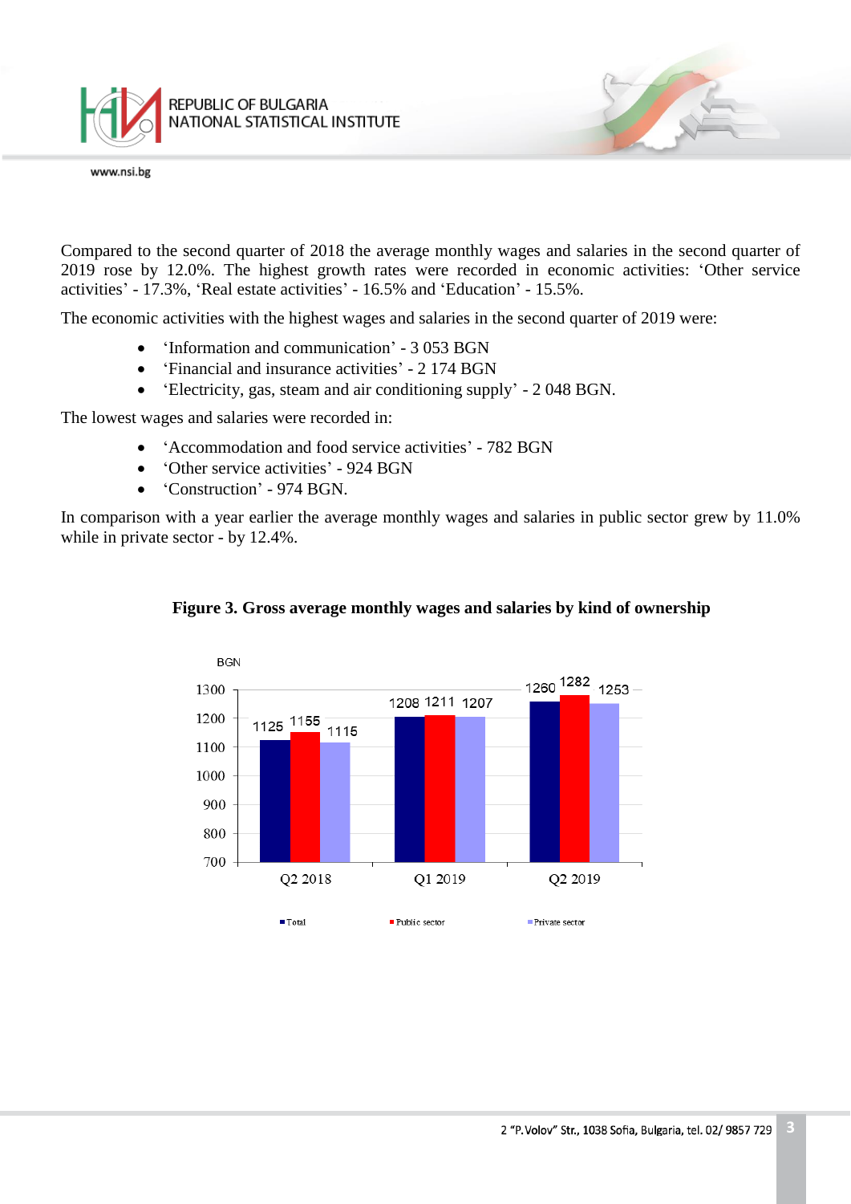Compared to the second quarter of 2018 the average monthly wages and salaries in the second quarter of 2019 rose by 12.0%. The highest growth rates were recorded in economic activities: 'Other service activities' - 17.3%, 'Real estate activities' - 16.5% and 'Education' - 15.5%.

The economic activities with the highest wages and salaries in the second quarter of 2019 were:

- 'Information and communication' - 3 053 BGN
- 'Financial and insurance activities' - 2 174 BGN
- 'Electricity, gas, steam and air conditioning supply' - 2 048 BGN.

The lowest wages and salaries were recorded in:

- 'Accommodation and food service activities' - 782 BGN
- 'Other service activities' - 924 BGN
- 'Construction' - 974 BGN.

In comparison with a year earlier the average monthly wages and salaries in public sector grew by 11.0% while in private sector - by 12.4%.

**Figure 3. Gross average monthly wages and salaries by kind of ownership**

| BGN | Total | Public sector | Private sector |
|---|---|---|---|
| Q2 2018 | 1125 | 1155 | 1115 |
| Q1 2019 | 1208 | 1211 | 1207 |
| Q2 2019 | 1260 | 1282 | 1253 |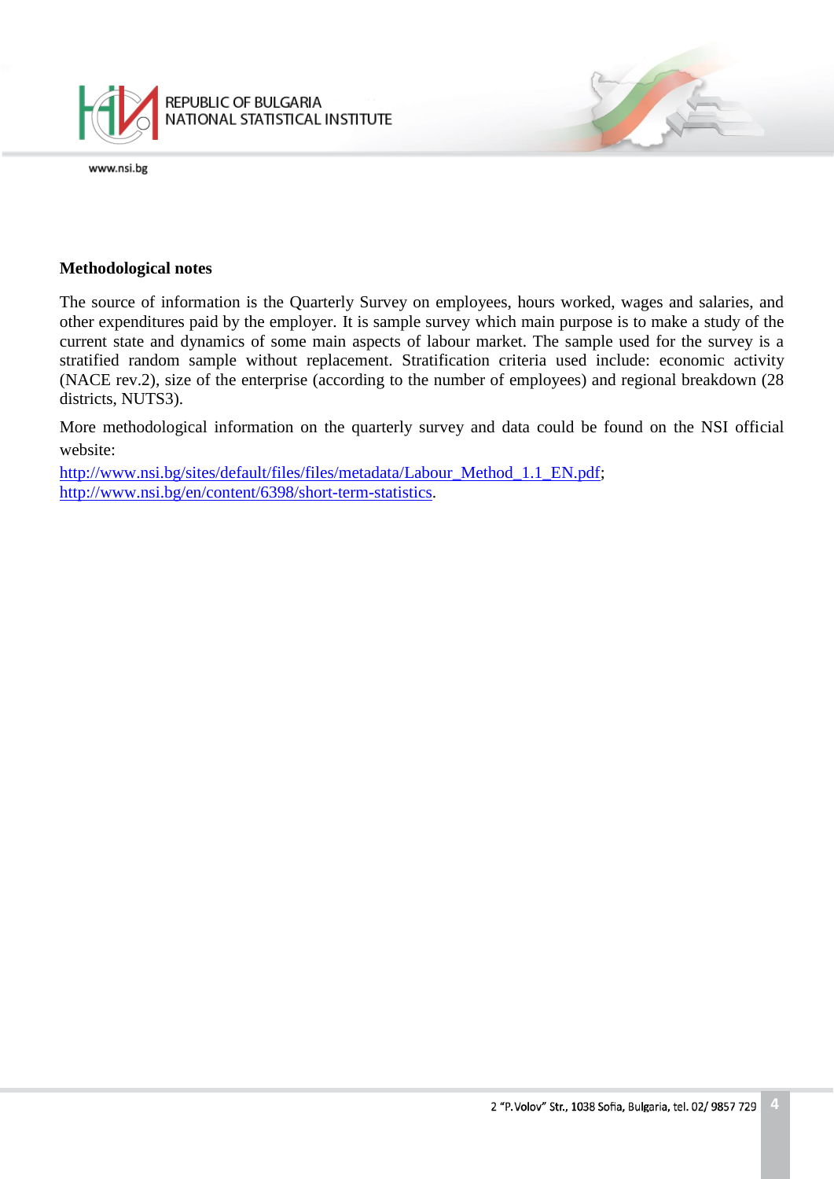**Methodological notes**

The source of information is the Quarterly Survey on employees, hours worked, wages and salaries, and other expenditures paid by the employer. It is sample survey which main purpose is to make a study of the current state and dynamics of some main aspects of labour market. The sample used for the survey is a stratified random sample without replacement. Stratification criteria used include: economic activity (NACE rev.2), size of the enterprise (according to the number of employees) and regional breakdown (28 districts, NUTS3).

More methodological information on the quarterly survey and data could be found on the NSI official website:

http://www.nsi.bg/sites/default/files/files/metadata/Labour_Method_1.1_EN.pdf;
http://www.nsi.bg/en/content/6398/short-term-statistics.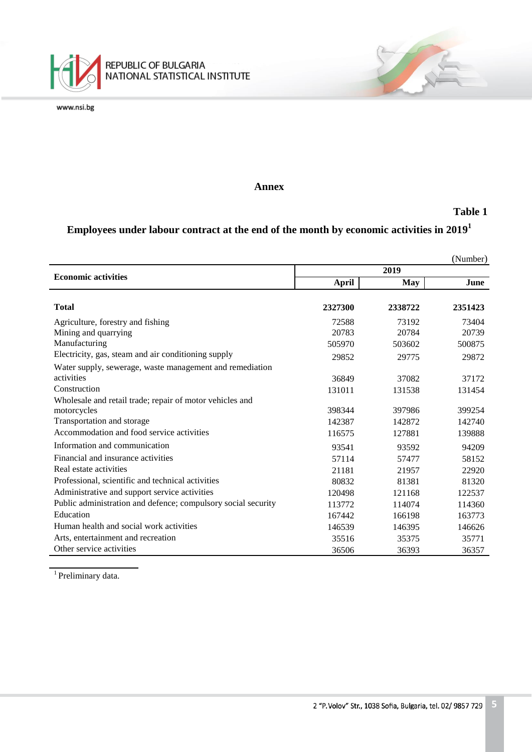## Annex

**Table 1**

### Employees under labour contract at the end of the month by economic activities in 2019[1]

(Number)

| Economic activities | 2019 | | |
|---|---|---|---|
| | April | May | June |
| **Total** | **2327300** | **2338722** | **2351423** |
| Agriculture, forestry and fishing | 72588 | 73192 | 73404 |
| Mining and quarrying | 20783 | 20784 | 20739 |
| Manufacturing | 505970 | 503602 | 500875 |
| Electricity, gas, steam and air conditioning supply | 29852 | 29775 | 29872 |
| Water supply, sewerage, waste management and remediation activities | 36849 | 37082 | 37172 |
| Construction | 131011 | 131538 | 131454 |
| Wholesale and retail trade; repair of motor vehicles and motorcycles | 398344 | 397986 | 399254 |
| Transportation and storage | 142387 | 142872 | 142740 |
| Accommodation and food service activities | 116575 | 127881 | 139888 |
| Information and communication | 93541 | 93592 | 94209 |
| Financial and insurance activities | 57114 | 57477 | 58152 |
| Real estate activities | 21181 | 21957 | 22920 |
| Professional, scientific and technical activities | 80832 | 81381 | 81320 |
| Administrative and support service activities | 120498 | 121168 | 122537 |
| Public administration and defence; compulsory social security | 113772 | 114074 | 114360 |
| Education | 167442 | 166198 | 163773 |
| Human health and social work activities | 146539 | 146395 | 146626 |
| Arts, entertainment and recreation | 35516 | 35375 | 35771 |
| Other service activities | 36506 | 36393 | 36357 |

[1] Preliminary data.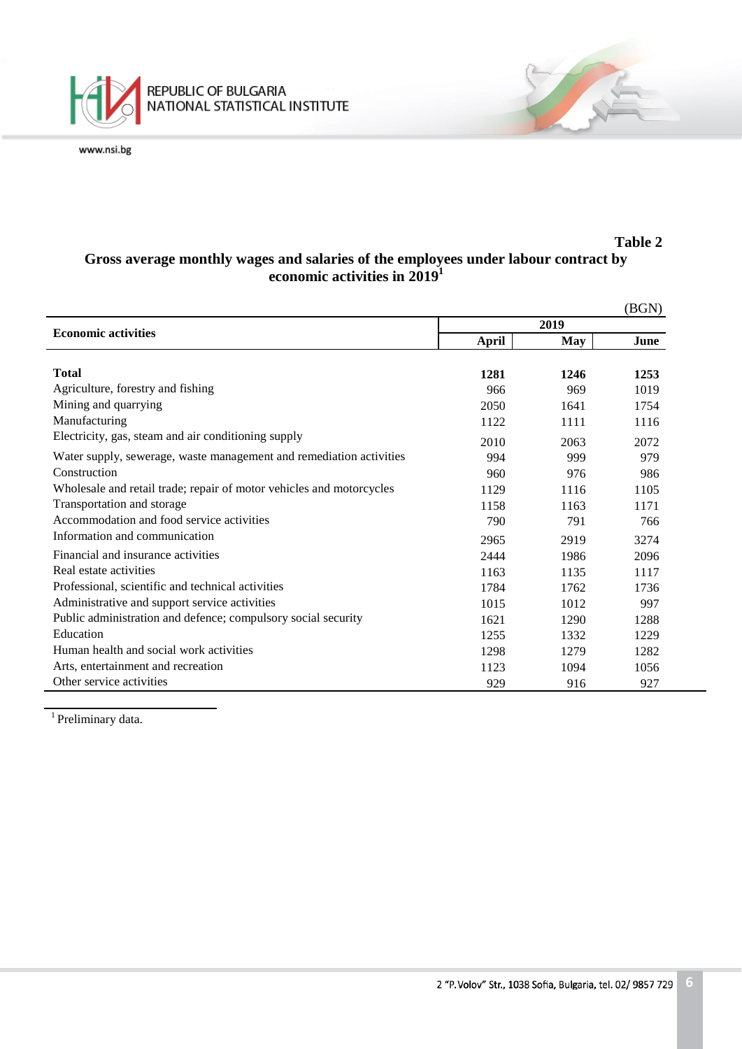**Table 2**

**Gross average monthly wages and salaries of the employees under labour contract by economic activities in 2019[1]**

(BGN)

| Economic activities | 2019 | | |
|---|---|---|---|
| | April | May | June |
| **Total** | **1281** | **1246** | **1253** |
| Agriculture, forestry and fishing | 966 | 969 | 1019 |
| Mining and quarrying | 2050 | 1641 | 1754 |
| Manufacturing | 1122 | 1111 | 1116 |
| Electricity, gas, steam and air conditioning supply | 2010 | 2063 | 2072 |
| Water supply, sewerage, waste management and remediation activities | 994 | 999 | 979 |
| Construction | 960 | 976 | 986 |
| Wholesale and retail trade; repair of motor vehicles and motorcycles | 1129 | 1116 | 1105 |
| Transportation and storage | 1158 | 1163 | 1171 |
| Accommodation and food service activities | 790 | 791 | 766 |
| Information and communication | 2965 | 2919 | 3274 |
| Financial and insurance activities | 2444 | 1986 | 2096 |
| Real estate activities | 1163 | 1135 | 1117 |
| Professional, scientific and technical activities | 1784 | 1762 | 1736 |
| Administrative and support service activities | 1015 | 1012 | 997 |
| Public administration and defence; compulsory social security | 1621 | 1290 | 1288 |
| Education | 1255 | 1332 | 1229 |
| Human health and social work activities | 1298 | 1279 | 1282 |
| Arts, entertainment and recreation | 1123 | 1094 | 1056 |
| Other service activities | 929 | 916 | 927 |

[1] Preliminary data.